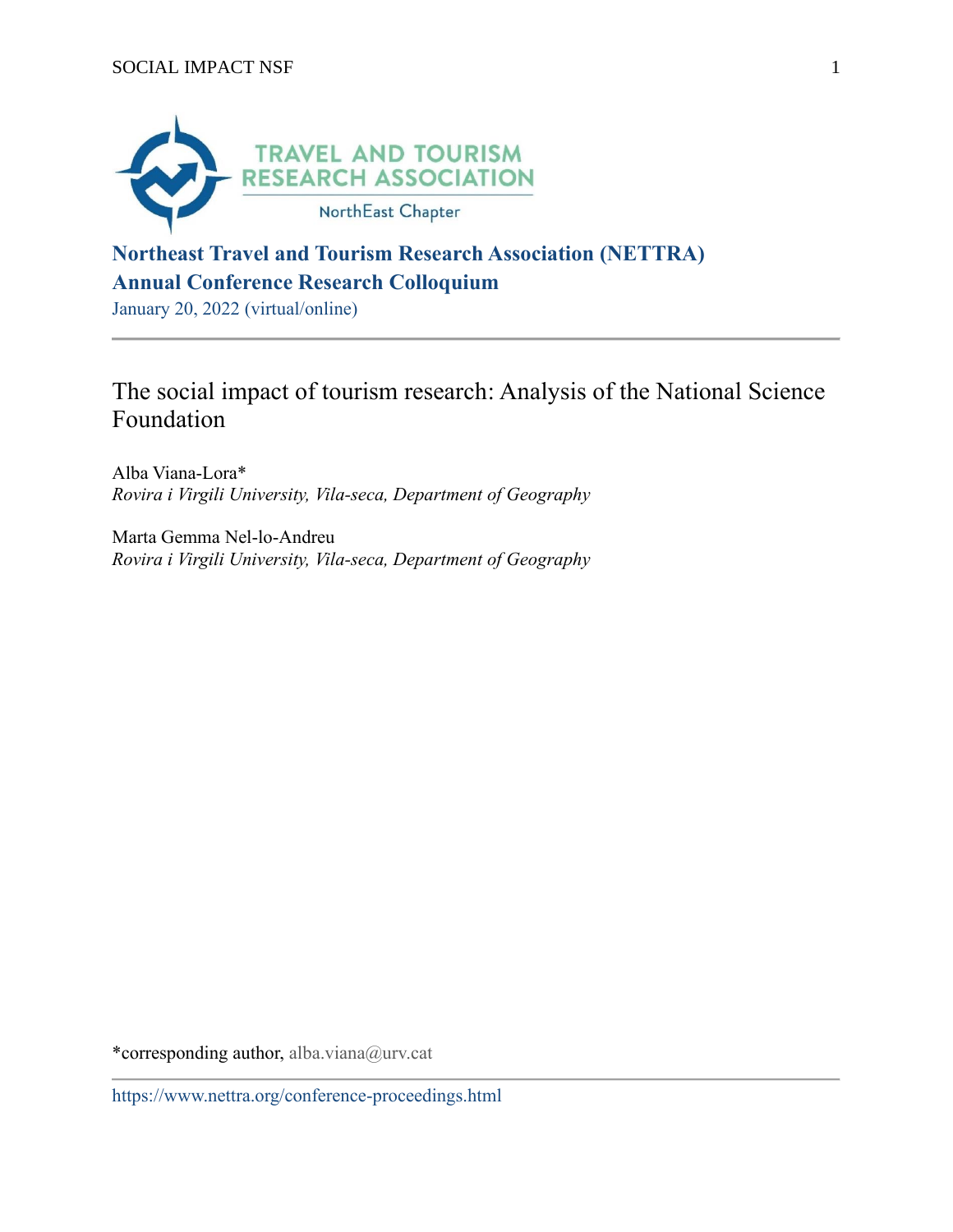**Northeast Travel and Tourism Research Association (NETTRA) Annual Conference Research Colloquium**

January 20, 2022 (virtual/online)

---

# The social impact of tourism research: Analysis of the National Science Foundation

Alba Viana-Lora*
*Rovira i Virgili University, Vila-seca, Department of Geography*

Marta Gemma Nel-lo-Andreu
*Rovira i Virgili University, Vila-seca, Department of Geography*

*corresponding author, alba.viana@urv.cat

---

https://www.nettra.org/conference-proceedings.html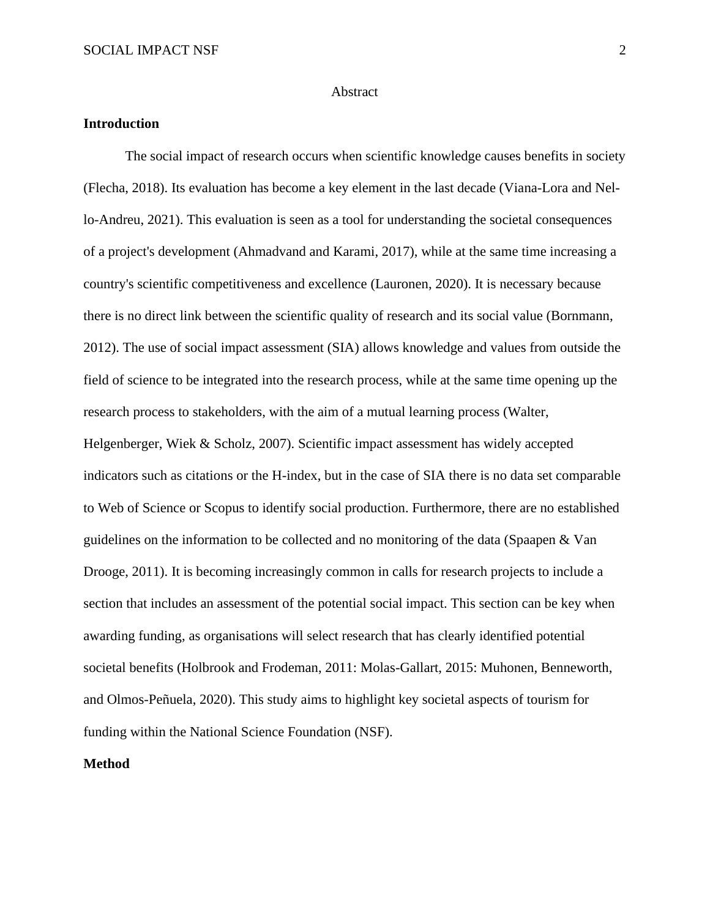# Abstract

## Introduction

The social impact of research occurs when scientific knowledge causes benefits in society (Flecha, 2018). Its evaluation has become a key element in the last decade (Viana-Lora and Nel-lo-Andreu, 2021). This evaluation is seen as a tool for understanding the societal consequences of a project's development (Ahmadvand and Karami, 2017), while at the same time increasing a country's scientific competitiveness and excellence (Lauronen, 2020). It is necessary because there is no direct link between the scientific quality of research and its social value (Bornmann, 2012). The use of social impact assessment (SIA) allows knowledge and values from outside the field of science to be integrated into the research process, while at the same time opening up the research process to stakeholders, with the aim of a mutual learning process (Walter, Helgenberger, Wiek & Scholz, 2007). Scientific impact assessment has widely accepted indicators such as citations or the H-index, but in the case of SIA there is no data set comparable to Web of Science or Scopus to identify social production. Furthermore, there are no established guidelines on the information to be collected and no monitoring of the data (Spaapen & Van Drooge, 2011). It is becoming increasingly common in calls for research projects to include a section that includes an assessment of the potential social impact. This section can be key when awarding funding, as organisations will select research that has clearly identified potential societal benefits (Holbrook and Frodeman, 2011: Molas-Gallart, 2015: Muhonen, Benneworth, and Olmos-Peñuela, 2020). This study aims to highlight key societal aspects of tourism for funding within the National Science Foundation (NSF).

## Method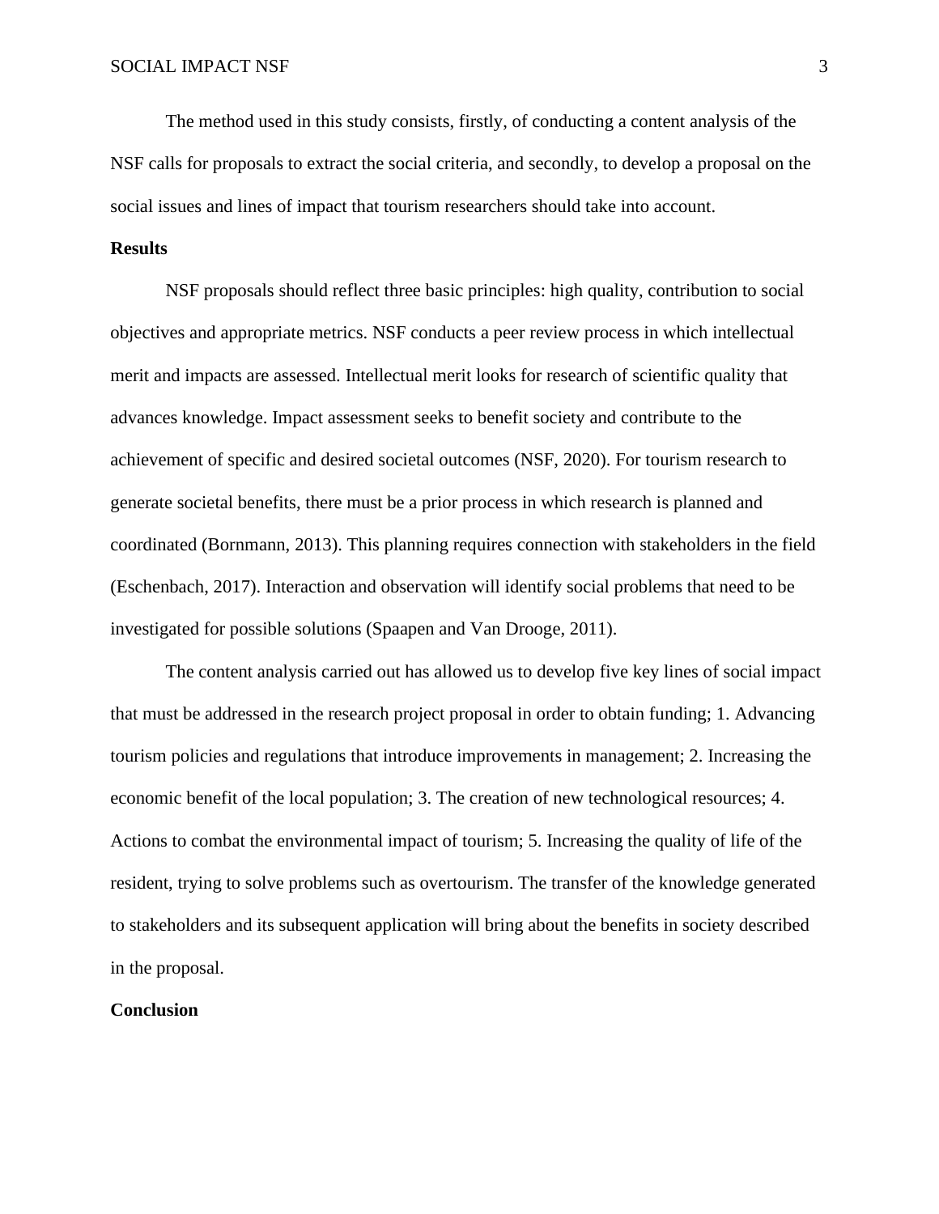The method used in this study consists, firstly, of conducting a content analysis of the NSF calls for proposals to extract the social criteria, and secondly, to develop a proposal on the social issues and lines of impact that tourism researchers should take into account.

**Results**

NSF proposals should reflect three basic principles: high quality, contribution to social objectives and appropriate metrics. NSF conducts a peer review process in which intellectual merit and impacts are assessed. Intellectual merit looks for research of scientific quality that advances knowledge. Impact assessment seeks to benefit society and contribute to the achievement of specific and desired societal outcomes (NSF, 2020). For tourism research to generate societal benefits, there must be a prior process in which research is planned and coordinated (Bornmann, 2013). This planning requires connection with stakeholders in the field (Eschenbach, 2017). Interaction and observation will identify social problems that need to be investigated for possible solutions (Spaapen and Van Drooge, 2011).

The content analysis carried out has allowed us to develop five key lines of social impact that must be addressed in the research project proposal in order to obtain funding; 1. Advancing tourism policies and regulations that introduce improvements in management; 2. Increasing the economic benefit of the local population; 3. The creation of new technological resources; 4. Actions to combat the environmental impact of tourism; 5. Increasing the quality of life of the resident, trying to solve problems such as overtourism. The transfer of the knowledge generated to stakeholders and its subsequent application will bring about the benefits in society described in the proposal.

**Conclusion**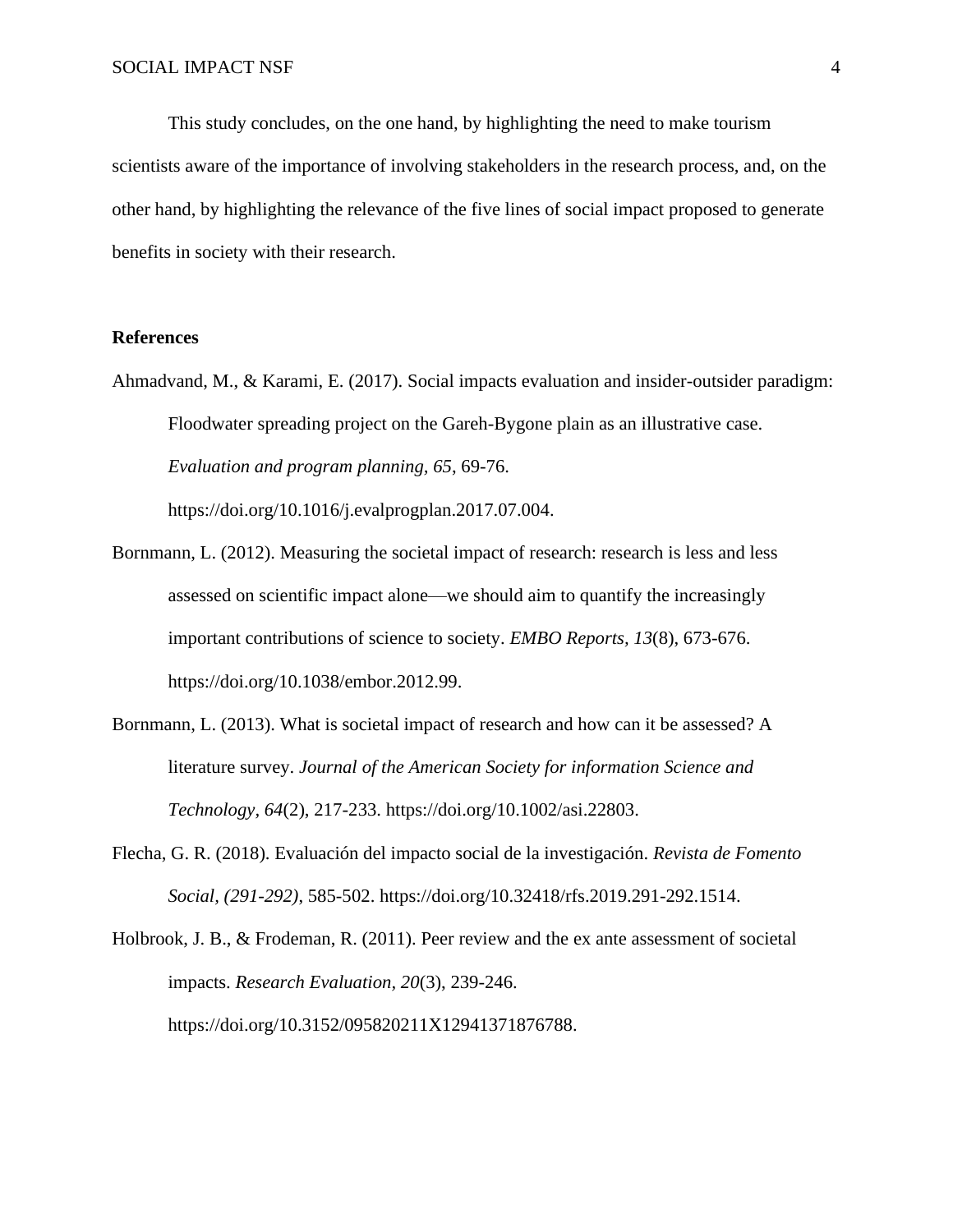This study concludes, on the one hand, by highlighting the need to make tourism scientists aware of the importance of involving stakeholders in the research process, and, on the other hand, by highlighting the relevance of the five lines of social impact proposed to generate benefits in society with their research.

**References**

Ahmadvand, M., & Karami, E. (2017). Social impacts evaluation and insider-outsider paradigm: Floodwater spreading project on the Gareh-Bygone plain as an illustrative case. *Evaluation and program planning, 65*, 69-76. https://doi.org/10.1016/j.evalprogplan.2017.07.004.

Bornmann, L. (2012). Measuring the societal impact of research: research is less and less assessed on scientific impact alone—we should aim to quantify the increasingly important contributions of science to society. *EMBO Reports, 13*(8), 673-676. https://doi.org/10.1038/embor.2012.99.

Bornmann, L. (2013). What is societal impact of research and how can it be assessed? A literature survey. *Journal of the American Society for information Science and Technology*, *64*(2), 217-233. https://doi.org/10.1002/asi.22803.

Flecha, G. R. (2018). Evaluación del impacto social de la investigación. *Revista de Fomento Social, (291-292)*, 585-502. https://doi.org/10.32418/rfs.2019.291-292.1514.

Holbrook, J. B., & Frodeman, R. (2011). Peer review and the ex ante assessment of societal impacts. *Research Evaluation*, *20*(3), 239-246. https://doi.org/10.3152/095820211X12941371876788.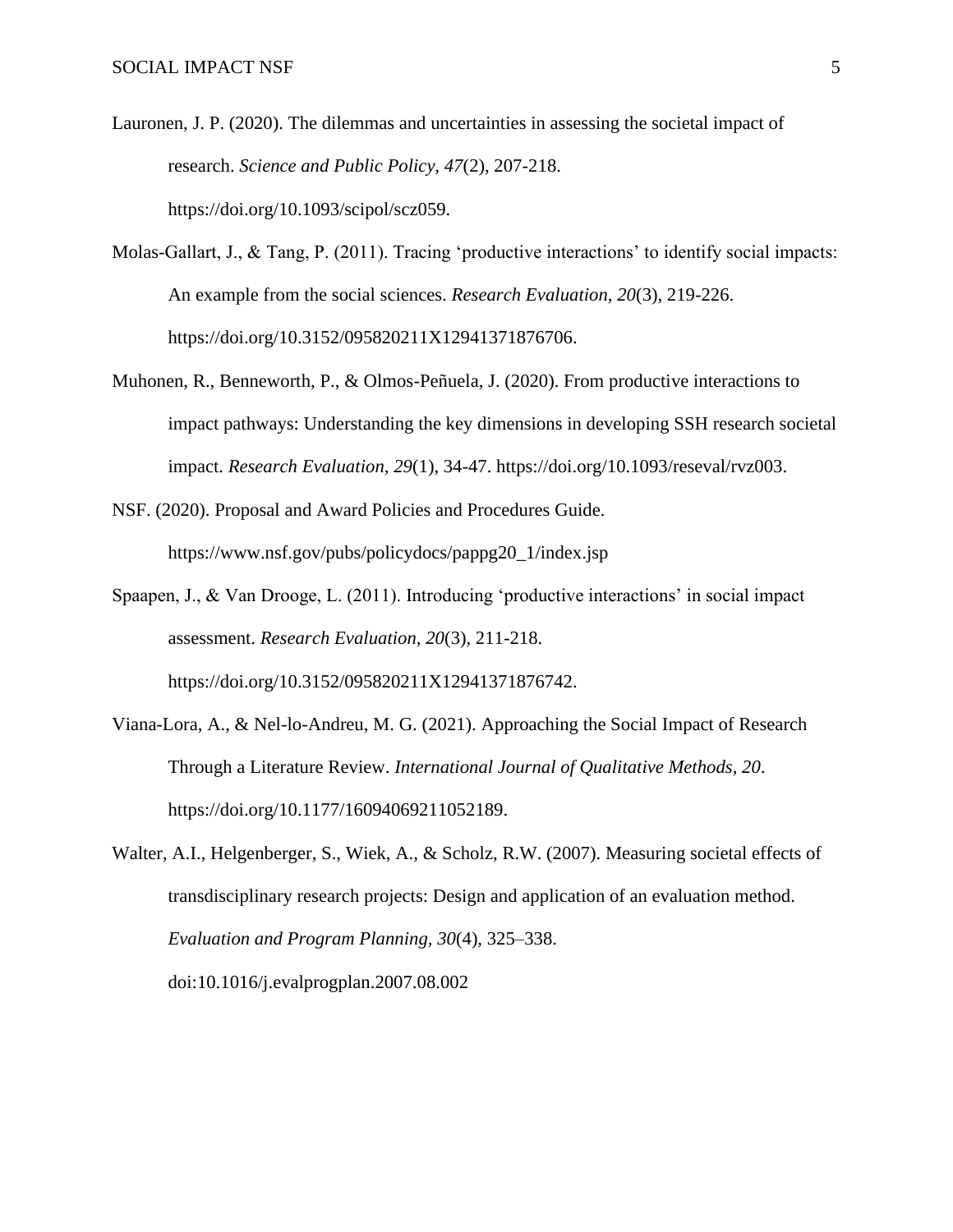Lauronen, J. P. (2020). The dilemmas and uncertainties in assessing the societal impact of research. *Science and Public Policy, 47*(2), 207-218. https://doi.org/10.1093/scipol/scz059.

Molas-Gallart, J., & Tang, P. (2011). Tracing 'productive interactions' to identify social impacts: An example from the social sciences. *Research Evaluation, 20*(3), 219-226. https://doi.org/10.3152/095820211X12941371876706.

Muhonen, R., Benneworth, P., & Olmos-Peñuela, J. (2020). From productive interactions to impact pathways: Understanding the key dimensions in developing SSH research societal impact. *Research Evaluation, 29*(1), 34-47. https://doi.org/10.1093/reseval/rvz003.

NSF. (2020). Proposal and Award Policies and Procedures Guide. https://www.nsf.gov/pubs/policydocs/pappg20_1/index.jsp

Spaapen, J., & Van Drooge, L. (2011). Introducing 'productive interactions' in social impact assessment. *Research Evaluation, 20*(3), 211-218. https://doi.org/10.3152/095820211X12941371876742.

Viana-Lora, A., & Nel-lo-Andreu, M. G. (2021). Approaching the Social Impact of Research Through a Literature Review. *International Journal of Qualitative Methods, 20*. https://doi.org/10.1177/16094069211052189.

Walter, A.I., Helgenberger, S., Wiek, A., & Scholz, R.W. (2007). Measuring societal effects of transdisciplinary research projects: Design and application of an evaluation method. *Evaluation and Program Planning, 30*(4), 325–338. doi:10.1016/j.evalprogplan.2007.08.002